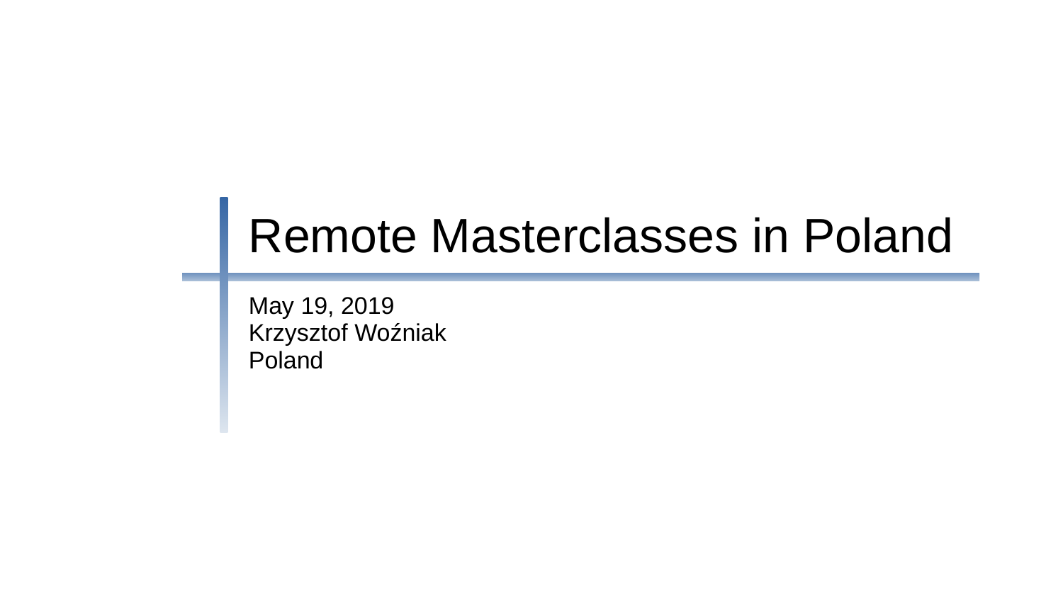# Remote Masterclasses in Poland

May 19, 2019
Krzysztof Woźniak
Poland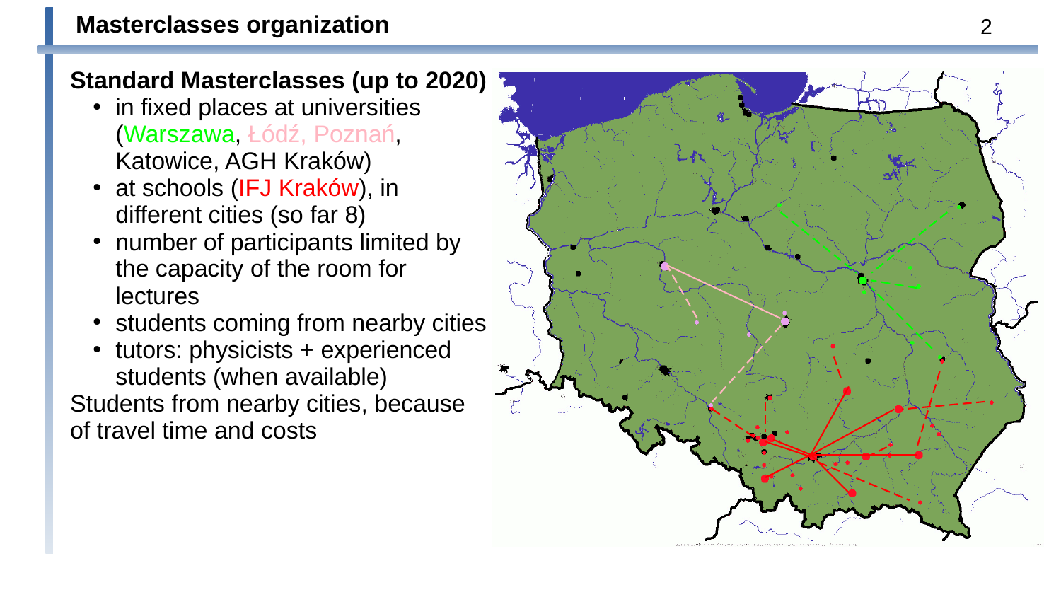# Masterclasses organization

**Standard Masterclasses (up to 2020)**

- in fixed places at universities (Warszawa, Łódź, Poznań, Katowice, AGH Kraków)
- at schools (IFJ Kraków), in different cities (so far 8)
- number of participants limited by the capacity of the room for lectures
- students coming from nearby cities
- tutors: physicists + experienced students (when available)

Students from nearby cities, because of travel time and costs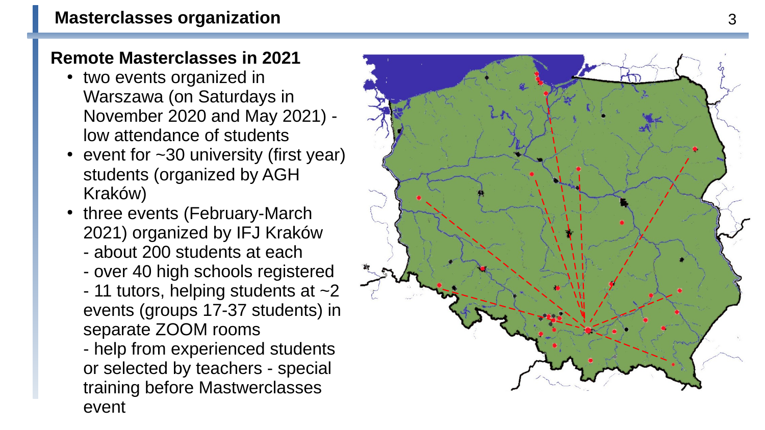# Masterclasses organization

## Remote Masterclasses in 2021

- two events organized in Warszawa (on Saturdays in November 2020 and May 2021) - low attendance of students
- event for ~30 university (first year) students (organized by AGH Kraków)
- three events (February-March 2021) organized by IFJ Kraków
  - about 200 students at each
  - over 40 high schools registered
  - 11 tutors, helping students at ~2 events (groups 17-37 students) in separate ZOOM rooms
  - help from experienced students or selected by teachers - special training before Mastwerclasses event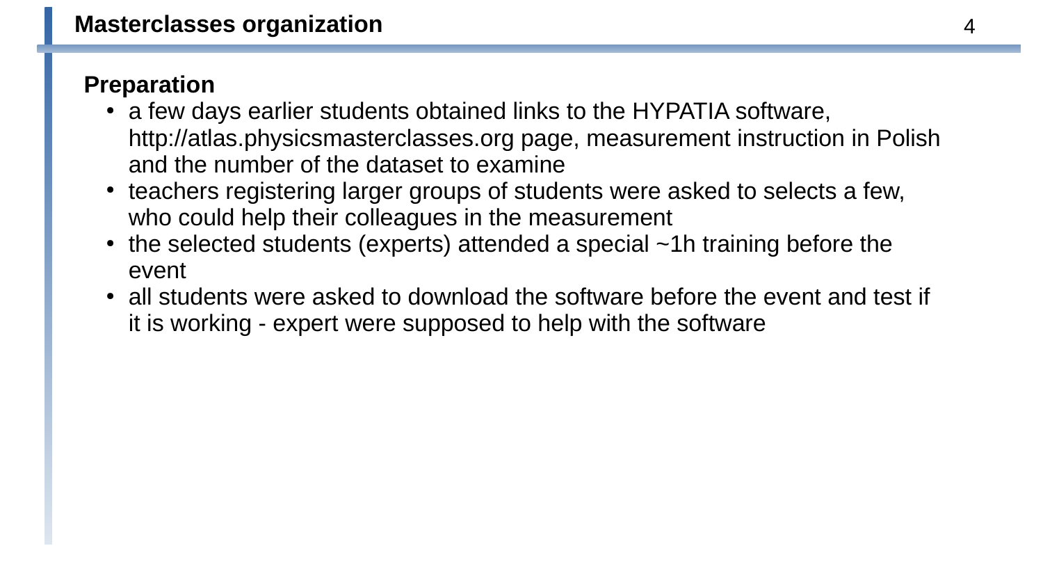# Masterclasses organization

**Preparation**

- a few days earlier students obtained links to the HYPATIA software, http://atlas.physicsmasterclasses.org page, measurement instruction in Polish and the number of the dataset to examine
- teachers registering larger groups of students were asked to selects a few, who could help their colleagues in the measurement
- the selected students (experts) attended a special ~1h training before the event
- all students were asked to download the software before the event and test if it is working - expert were supposed to help with the software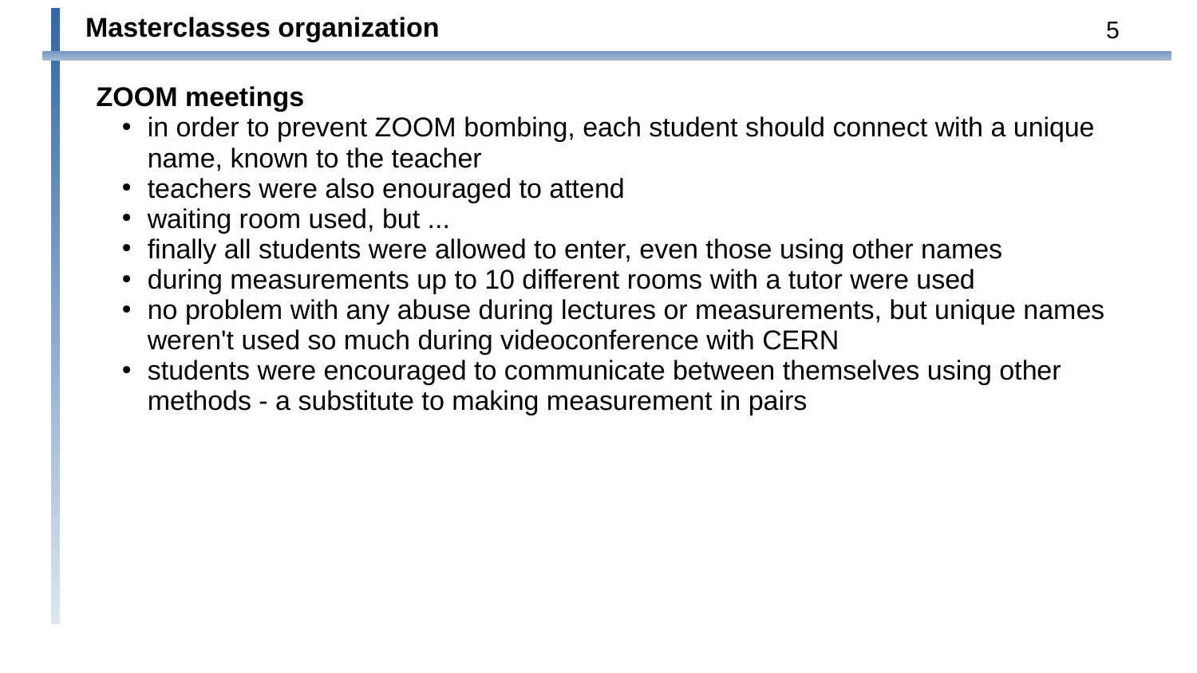# Masterclasses organization

**ZOOM meetings**

- in order to prevent ZOOM bombing, each student should connect with a unique name, known to the teacher
- teachers were also enouraged to attend
- waiting room used, but ...
- finally all students were allowed to enter, even those using other names
- during measurements up to 10 different rooms with a tutor were used
- no problem with any abuse during lectures or measurements, but unique names weren't used so much during videoconference with CERN
- students were encouraged to communicate between themselves using other methods - a substitute to making measurement in pairs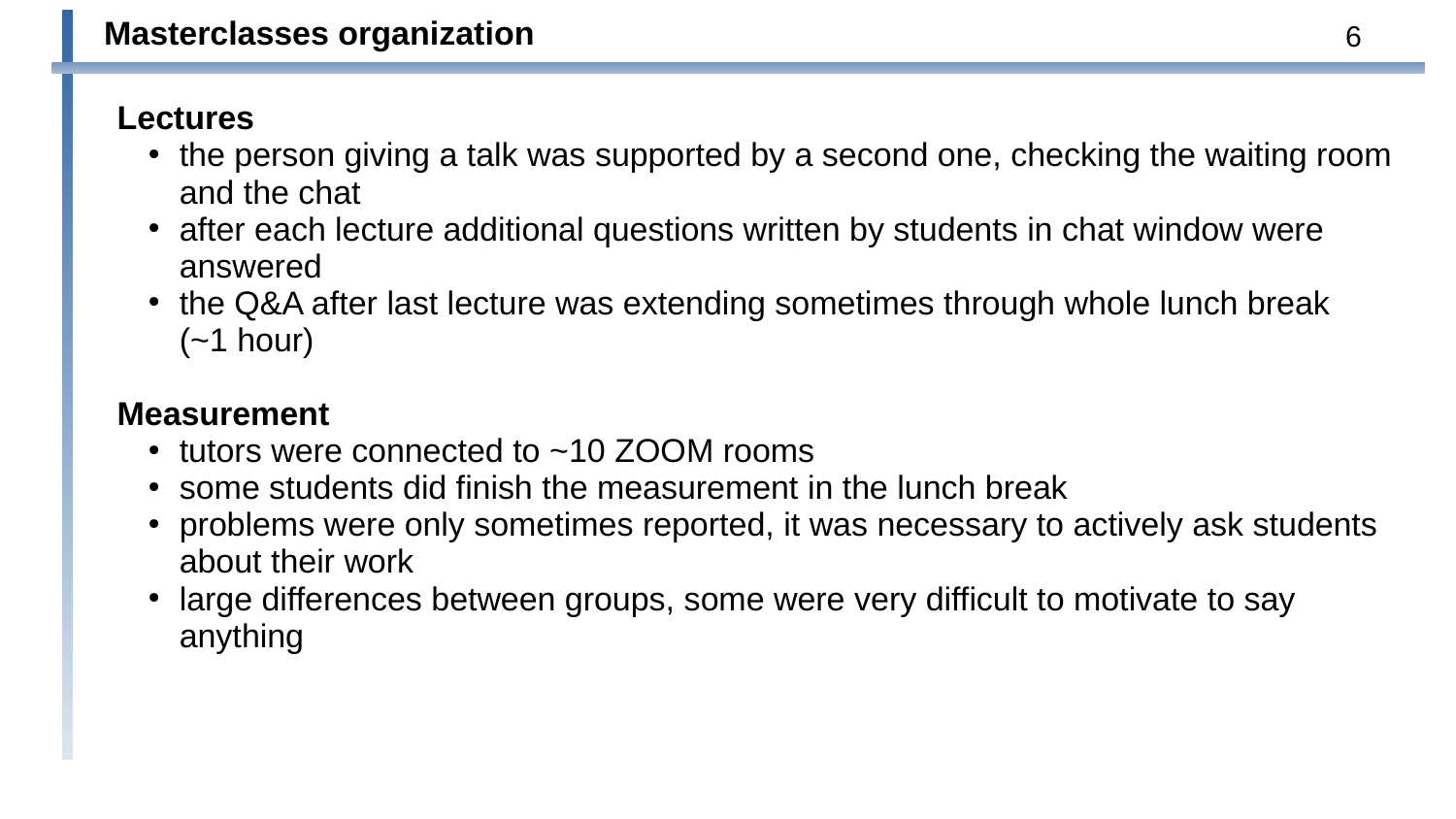# Masterclasses organization

**Lectures**

- the person giving a talk was supported by a second one, checking the waiting room and the chat
- after each lecture additional questions written by students in chat window were answered
- the Q&A after last lecture was extending sometimes through whole lunch break (~1 hour)

**Measurement**

- tutors were connected to ~10 ZOOM rooms
- some students did finish the measurement in the lunch break
- problems were only sometimes reported, it was necessary to actively ask students about their work
- large differences between groups, some were very difficult to motivate to say anything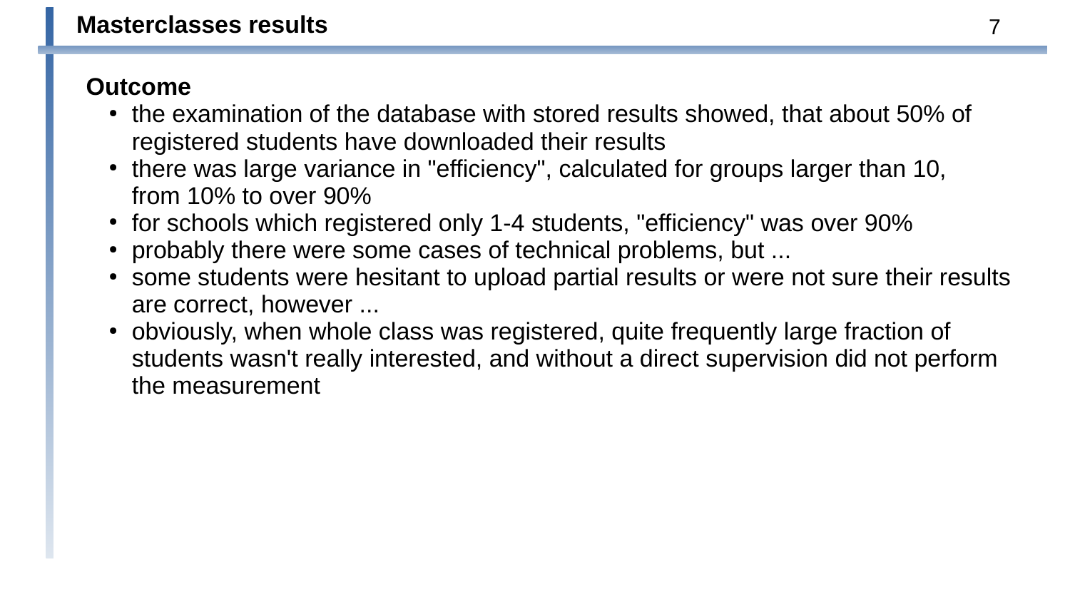# Masterclasses results

**Outcome**

- the examination of the database with stored results showed, that about 50% of registered students have downloaded their results
- there was large variance in "efficiency", calculated for groups larger than 10, from 10% to over 90%
- for schools which registered only 1-4 students, "efficiency" was over 90%
- probably there were some cases of technical problems, but ...
- some students were hesitant to upload partial results or were not sure their results are correct, however ...
- obviously, when whole class was registered, quite frequently large fraction of students wasn't really interested, and without a direct supervision did not perform the measurement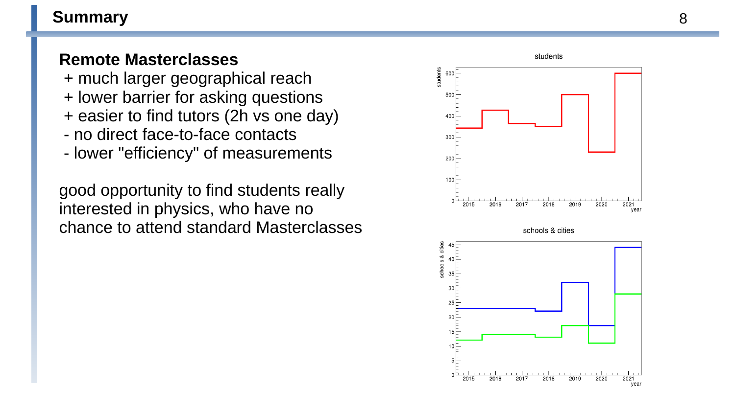# Summary

## Remote Masterclasses

+ much larger geographical reach
+ lower barrier for asking questions
+ easier to find tutors (2h vs one day)
- no direct face-to-face contacts
- lower "efficiency" of measurements

good opportunity to find students really interested in physics, who have no chance to attend standard Masterclasses

students

students

0
100
200
300
400
500
600

2015 2016 2017 2018 2019 2020 2021
year

schools & cities

schools & cities

0
5
10
15
20
25
30
35
40
45

2015 2016 2017 2018 2019 2020 2021
year